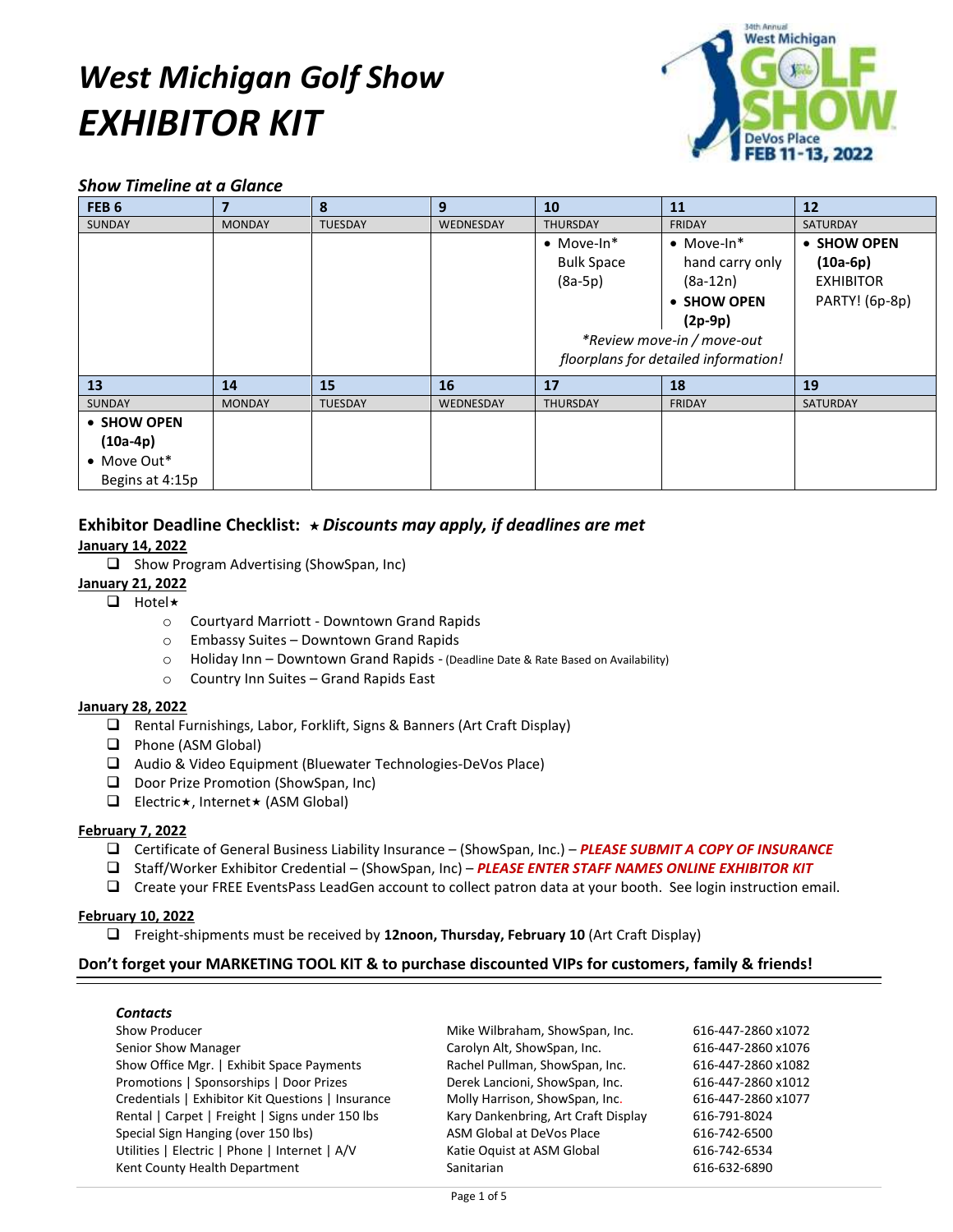# West Michigan Golf Show
# EXHIBITOR KIT

### Show Timeline at a Glance

| FEB 6 | 7 | 8 | 9 | 10 | 11 | 12 |
|---|---|---|---|---|---|---|
| SUNDAY | MONDAY | TUESDAY | WEDNESDAY | THURSDAY | FRIDAY | SATURDAY |
| | | | | • Move-In* Bulk Space (8a-5p) | • Move-In* hand carry only (8a-12n) • **SHOW OPEN (2p-9p)** | • **SHOW OPEN (10a-6p)** EXHIBITOR PARTY! (6p-8p) |
| | | | | *\*Review move-in / move-out floorplans for detailed information!* | | |
| **13** | **14** | **15** | **16** | **17** | **18** | **19** |
| SUNDAY | MONDAY | TUESDAY | WEDNESDAY | THURSDAY | FRIDAY | SATURDAY |
| • **SHOW OPEN (10a-4p)** • Move Out* Begins at 4:15p | | | | | | |

### Exhibitor Deadline Checklist: ★ *Discounts may apply, if deadlines are met*

**January 14, 2022**

- ❑ Show Program Advertising (ShowSpan, Inc)

**January 21, 2022**

- ❑ Hotel★
  - Courtyard Marriott - Downtown Grand Rapids
  - Embassy Suites – Downtown Grand Rapids
  - Holiday Inn – Downtown Grand Rapids - (Deadline Date & Rate Based on Availability)
  - Country Inn Suites – Grand Rapids East

**January 28, 2022**

- ❑ Rental Furnishings, Labor, Forklift, Signs & Banners (Art Craft Display)
- ❑ Phone (ASM Global)
- ❑ Audio & Video Equipment (Bluewater Technologies-DeVos Place)
- ❑ Door Prize Promotion (ShowSpan, Inc)
- ❑ Electric★, Internet★ (ASM Global)

**February 7, 2022**

- ❑ Certificate of General Business Liability Insurance – (ShowSpan, Inc.) – ***PLEASE SUBMIT A COPY OF INSURANCE***
- ❑ Staff/Worker Exhibitor Credential – (ShowSpan, Inc) – ***PLEASE ENTER STAFF NAMES ONLINE EXHIBITOR KIT***
- ❑ Create your FREE EventsPass LeadGen account to collect patron data at your booth. See login instruction email.

**February 10, 2022**

- ❑ Freight-shipments must be received by **12noon, Thursday, February 10** (Art Craft Display)

**Don't forget your MARKETING TOOL KIT & to purchase discounted VIPs for customers, family & friends!**

***Contacts***

| | | |
|---|---|---|
| Show Producer | Mike Wilbraham, ShowSpan, Inc. | 616-447-2860 x1072 |
| Senior Show Manager | Carolyn Alt, ShowSpan, Inc. | 616-447-2860 x1076 |
| Show Office Mgr. \| Exhibit Space Payments | Rachel Pullman, ShowSpan, Inc. | 616-447-2860 x1082 |
| Promotions \| Sponsorships \| Door Prizes | Derek Lancioni, ShowSpan, Inc. | 616-447-2860 x1012 |
| Credentials \| Exhibitor Kit Questions \| Insurance | Molly Harrison, ShowSpan, Inc. | 616-447-2860 x1077 |
| Rental \| Carpet \| Freight \| Signs under 150 lbs | Kary Dankenbring, Art Craft Display | 616-791-8024 |
| Special Sign Hanging (over 150 lbs) | ASM Global at DeVos Place | 616-742-6500 |
| Utilities \| Electric \| Phone \| Internet \| A/V | Katie Oquist at ASM Global | 616-742-6534 |
| Kent County Health Department | Sanitarian | 616-632-6890 |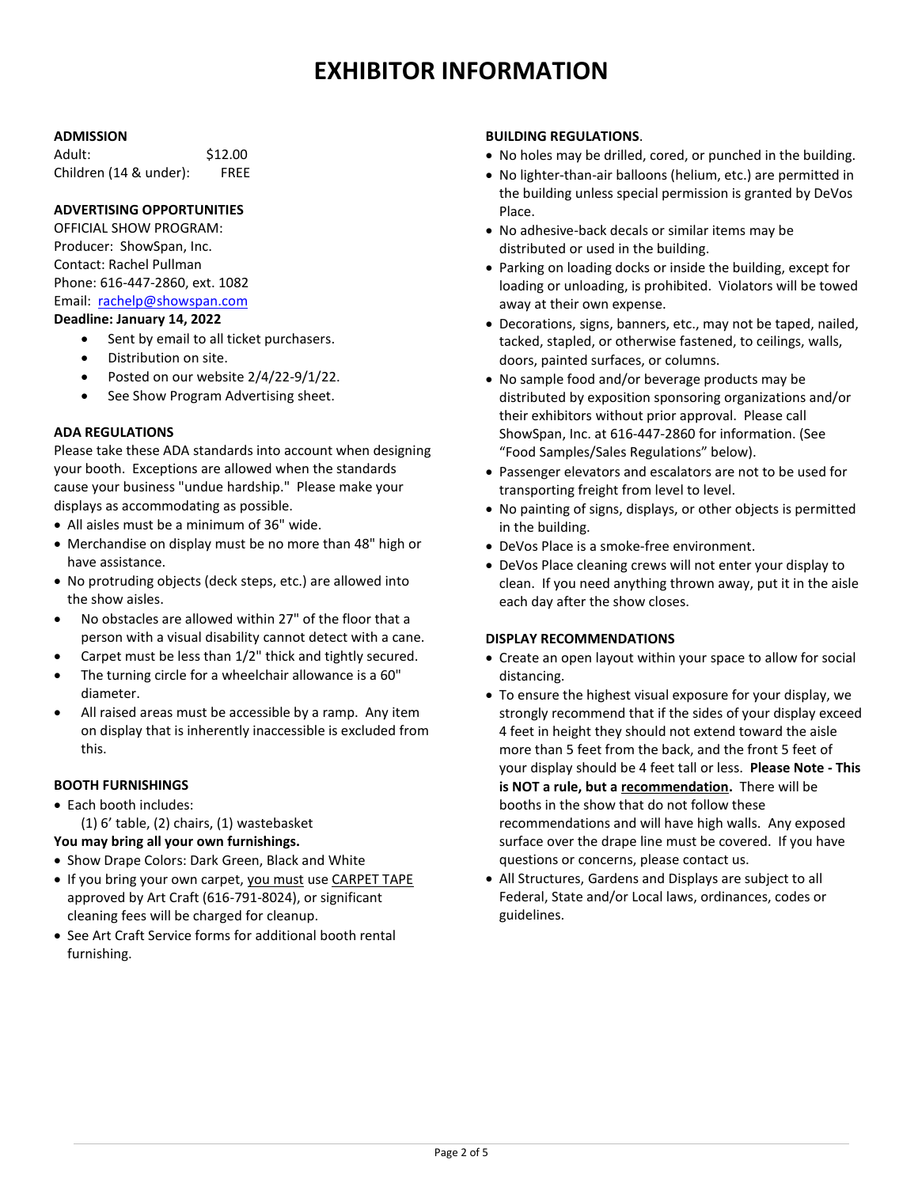# EXHIBITOR INFORMATION

## ADMISSION

| | |
|---|---|
| Adult: | $12.00 |
| Children (14 & under): | FREE |

## ADVERTISING OPPORTUNITIES

OFFICIAL SHOW PROGRAM:
Producer: ShowSpan, Inc.
Contact: Rachel Pullman
Phone: 616-447-2860, ext. 1082
Email: rachelp@showspan.com

**Deadline: January 14, 2022**

- Sent by email to all ticket purchasers.
- Distribution on site.
- Posted on our website 2/4/22-9/1/22.
- See Show Program Advertising sheet.

## ADA REGULATIONS

Please take these ADA standards into account when designing your booth. Exceptions are allowed when the standards cause your business "undue hardship." Please make your displays as accommodating as possible.

- All aisles must be a minimum of 36" wide.
- Merchandise on display must be no more than 48" high or have assistance.
- No protruding objects (deck steps, etc.) are allowed into the show aisles.
- No obstacles are allowed within 27" of the floor that a person with a visual disability cannot detect with a cane.
- Carpet must be less than 1/2" thick and tightly secured.
- The turning circle for a wheelchair allowance is a 60" diameter.
- All raised areas must be accessible by a ramp. Any item on display that is inherently inaccessible is excluded from this.

## BOOTH FURNISHINGS

- Each booth includes:
  (1) 6' table, (2) chairs, (1) wastebasket

**You may bring all your own furnishings.**

- Show Drape Colors: Dark Green, Black and White
- If you bring your own carpet, you must use CARPET TAPE approved by Art Craft (616-791-8024), or significant cleaning fees will be charged for cleanup.
- See Art Craft Service forms for additional booth rental furnishing.

## BUILDING REGULATIONS.

- No holes may be drilled, cored, or punched in the building.
- No lighter-than-air balloons (helium, etc.) are permitted in the building unless special permission is granted by DeVos Place.
- No adhesive-back decals or similar items may be distributed or used in the building.
- Parking on loading docks or inside the building, except for loading or unloading, is prohibited. Violators will be towed away at their own expense.
- Decorations, signs, banners, etc., may not be taped, nailed, tacked, stapled, or otherwise fastened, to ceilings, walls, doors, painted surfaces, or columns.
- No sample food and/or beverage products may be distributed by exposition sponsoring organizations and/or their exhibitors without prior approval. Please call ShowSpan, Inc. at 616-447-2860 for information. (See "Food Samples/Sales Regulations" below).
- Passenger elevators and escalators are not to be used for transporting freight from level to level.
- No painting of signs, displays, or other objects is permitted in the building.
- DeVos Place is a smoke-free environment.
- DeVos Place cleaning crews will not enter your display to clean. If you need anything thrown away, put it in the aisle each day after the show closes.

## DISPLAY RECOMMENDATIONS

- Create an open layout within your space to allow for social distancing.
- To ensure the highest visual exposure for your display, we strongly recommend that if the sides of your display exceed 4 feet in height they should not extend toward the aisle more than 5 feet from the back, and the front 5 feet of your display should be 4 feet tall or less. **Please Note - This is NOT a rule, but a recommendation.** There will be booths in the show that do not follow these recommendations and will have high walls. Any exposed surface over the drape line must be covered. If you have questions or concerns, please contact us.
- All Structures, Gardens and Displays are subject to all Federal, State and/or Local laws, ordinances, codes or guidelines.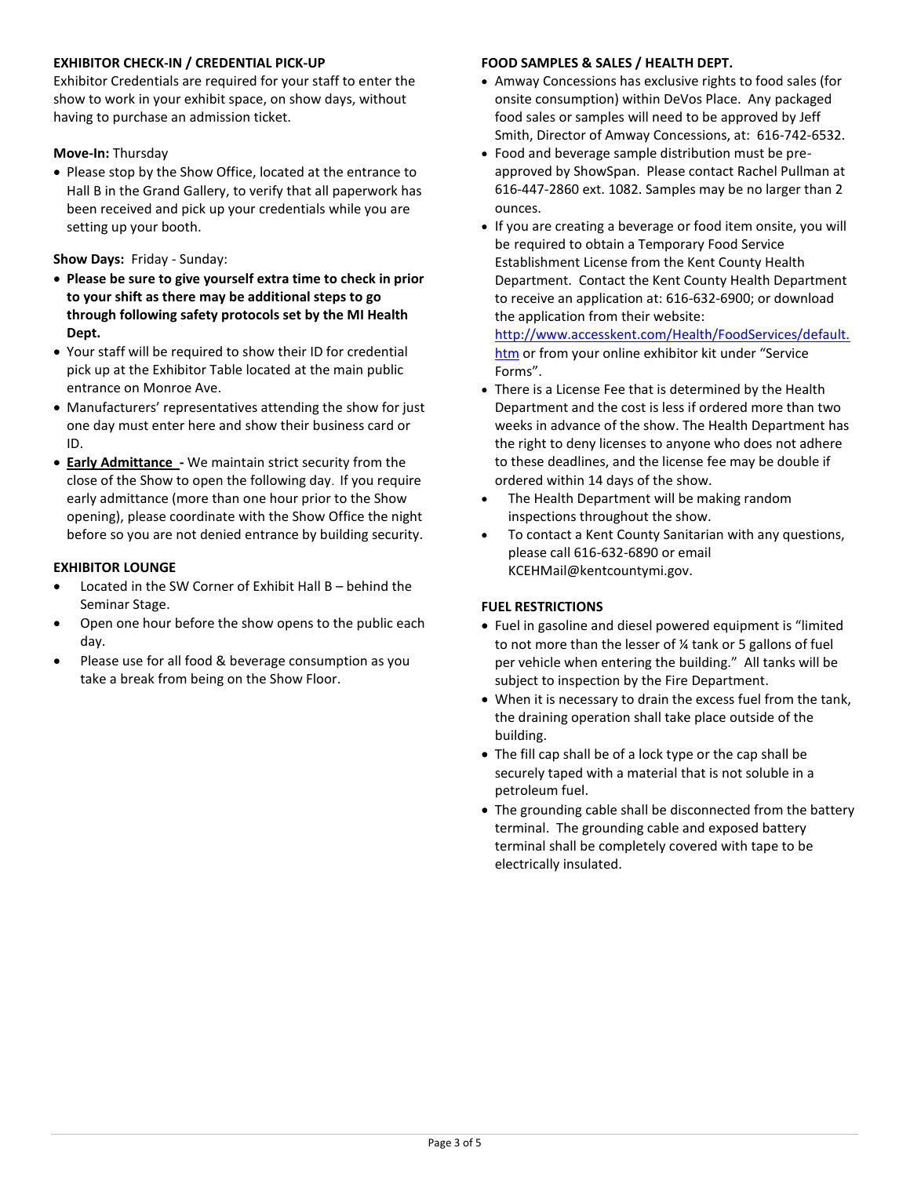### EXHIBITOR CHECK-IN / CREDENTIAL PICK-UP

Exhibitor Credentials are required for your staff to enter the show to work in your exhibit space, on show days, without having to purchase an admission ticket.

**Move-In:** Thursday

- Please stop by the Show Office, located at the entrance to Hall B in the Grand Gallery, to verify that all paperwork has been received and pick up your credentials while you are setting up your booth.

**Show Days:** Friday - Sunday:

- **Please be sure to give yourself extra time to check in prior to your shift as there may be additional steps to go through following safety protocols set by the MI Health Dept.**
- Your staff will be required to show their ID for credential pick up at the Exhibitor Table located at the main public entrance on Monroe Ave.
- Manufacturers' representatives attending the show for just one day must enter here and show their business card or ID.
- **Early Admittance -** We maintain strict security from the close of the Show to open the following day. If you require early admittance (more than one hour prior to the Show opening), please coordinate with the Show Office the night before so you are not denied entrance by building security.

### EXHIBITOR LOUNGE

- Located in the SW Corner of Exhibit Hall B – behind the Seminar Stage.
- Open one hour before the show opens to the public each day.
- Please use for all food & beverage consumption as you take a break from being on the Show Floor.

### FOOD SAMPLES & SALES / HEALTH DEPT.

- Amway Concessions has exclusive rights to food sales (for onsite consumption) within DeVos Place. Any packaged food sales or samples will need to be approved by Jeff Smith, Director of Amway Concessions, at: 616-742-6532.
- Food and beverage sample distribution must be pre-approved by ShowSpan. Please contact Rachel Pullman at 616-447-2860 ext. 1082. Samples may be no larger than 2 ounces.
- If you are creating a beverage or food item onsite, you will be required to obtain a Temporary Food Service Establishment License from the Kent County Health Department. Contact the Kent County Health Department to receive an application at: 616-632-6900; or download the application from their website: [http://www.accesskent.com/Health/FoodServices/default.htm](http://www.accesskent.com/Health/FoodServices/default.htm) or from your online exhibitor kit under "Service Forms".
- There is a License Fee that is determined by the Health Department and the cost is less if ordered more than two weeks in advance of the show. The Health Department has the right to deny licenses to anyone who does not adhere to these deadlines, and the license fee may be double if ordered within 14 days of the show.
- The Health Department will be making random inspections throughout the show.
- To contact a Kent County Sanitarian with any questions, please call 616-632-6890 or email KCEHMail@kentcountymi.gov.

### FUEL RESTRICTIONS

- Fuel in gasoline and diesel powered equipment is "limited to not more than the lesser of ¼ tank or 5 gallons of fuel per vehicle when entering the building." All tanks will be subject to inspection by the Fire Department.
- When it is necessary to drain the excess fuel from the tank, the draining operation shall take place outside of the building.
- The fill cap shall be of a lock type or the cap shall be securely taped with a material that is not soluble in a petroleum fuel.
- The grounding cable shall be disconnected from the battery terminal. The grounding cable and exposed battery terminal shall be completely covered with tape to be electrically insulated.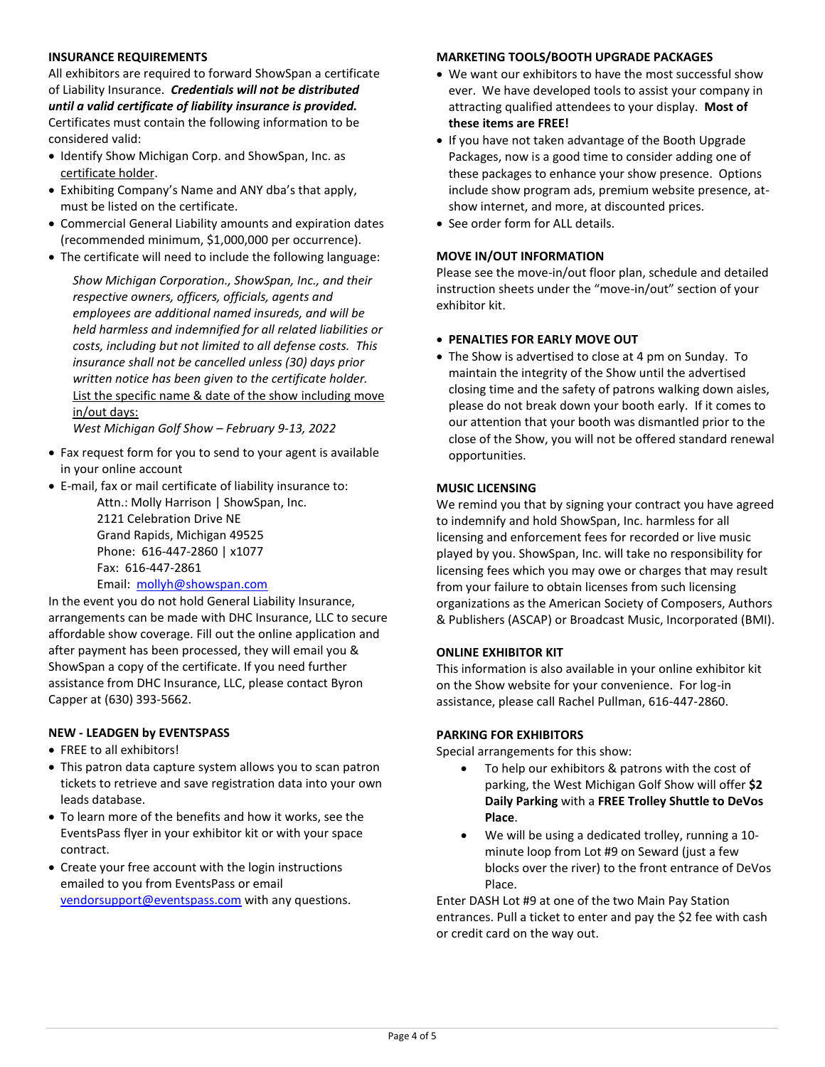## INSURANCE REQUIREMENTS

All exhibitors are required to forward ShowSpan a certificate of Liability Insurance. ***Credentials will not be distributed until a valid certificate of liability insurance is provided.*** Certificates must contain the following information to be considered valid:

- Identify Show Michigan Corp. and ShowSpan, Inc. as certificate holder.
- Exhibiting Company's Name and ANY dba's that apply, must be listed on the certificate.
- Commercial General Liability amounts and expiration dates (recommended minimum, $1,000,000 per occurrence).
- The certificate will need to include the following language:

  *Show Michigan Corporation., ShowSpan, Inc., and their respective owners, officers, officials, agents and employees are additional named insureds, and will be held harmless and indemnified for all related liabilities or costs, including but not limited to all defense costs. This insurance shall not be cancelled unless (30) days prior written notice has been given to the certificate holder.* List the specific name & date of the show including move in/out days:
  *West Michigan Golf Show – February 9-13, 2022*

- Fax request form for you to send to your agent is available in your online account
- E-mail, fax or mail certificate of liability insurance to:

  Attn.: Molly Harrison | ShowSpan, Inc.
  2121 Celebration Drive NE
  Grand Rapids, Michigan 49525
  Phone: 616-447-2860 | x1077
  Fax: 616-447-2861
  Email: mollyh@showspan.com

In the event you do not hold General Liability Insurance, arrangements can be made with DHC Insurance, LLC to secure affordable show coverage. Fill out the online application and after payment has been processed, they will email you & ShowSpan a copy of the certificate. If you need further assistance from DHC Insurance, LLC, please contact Byron Capper at (630) 393-5662.

## NEW - LEADGEN by EVENTSPASS

- FREE to all exhibitors!
- This patron data capture system allows you to scan patron tickets to retrieve and save registration data into your own leads database.
- To learn more of the benefits and how it works, see the EventsPass flyer in your exhibitor kit or with your space contract.
- Create your free account with the login instructions emailed to you from EventsPass or email vendorsupport@eventspass.com with any questions.

## MARKETING TOOLS/BOOTH UPGRADE PACKAGES

- We want our exhibitors to have the most successful show ever. We have developed tools to assist your company in attracting qualified attendees to your display. **Most of these items are FREE!**
- If you have not taken advantage of the Booth Upgrade Packages, now is a good time to consider adding one of these packages to enhance your show presence. Options include show program ads, premium website presence, at-show internet, and more, at discounted prices.
- See order form for ALL details.

## MOVE IN/OUT INFORMATION

Please see the move-in/out floor plan, schedule and detailed instruction sheets under the "move-in/out" section of your exhibitor kit.

- **PENALTIES FOR EARLY MOVE OUT**
- The Show is advertised to close at 4 pm on Sunday. To maintain the integrity of the Show until the advertised closing time and the safety of patrons walking down aisles, please do not break down your booth early. If it comes to our attention that your booth was dismantled prior to the close of the Show, you will not be offered standard renewal opportunities.

## MUSIC LICENSING

We remind you that by signing your contract you have agreed to indemnify and hold ShowSpan, Inc. harmless for all licensing and enforcement fees for recorded or live music played by you. ShowSpan, Inc. will take no responsibility for licensing fees which you may owe or charges that may result from your failure to obtain licenses from such licensing organizations as the American Society of Composers, Authors & Publishers (ASCAP) or Broadcast Music, Incorporated (BMI).

## ONLINE EXHIBITOR KIT

This information is also available in your online exhibitor kit on the Show website for your convenience. For log-in assistance, please call Rachel Pullman, 616-447-2860.

## PARKING FOR EXHIBITORS

Special arrangements for this show:

- To help our exhibitors & patrons with the cost of parking, the West Michigan Golf Show will offer **$2 Daily Parking** with a **FREE Trolley Shuttle to DeVos Place**.
- We will be using a dedicated trolley, running a 10-minute loop from Lot #9 on Seward (just a few blocks over the river) to the front entrance of DeVos Place.

Enter DASH Lot #9 at one of the two Main Pay Station entrances. Pull a ticket to enter and pay the $2 fee with cash or credit card on the way out.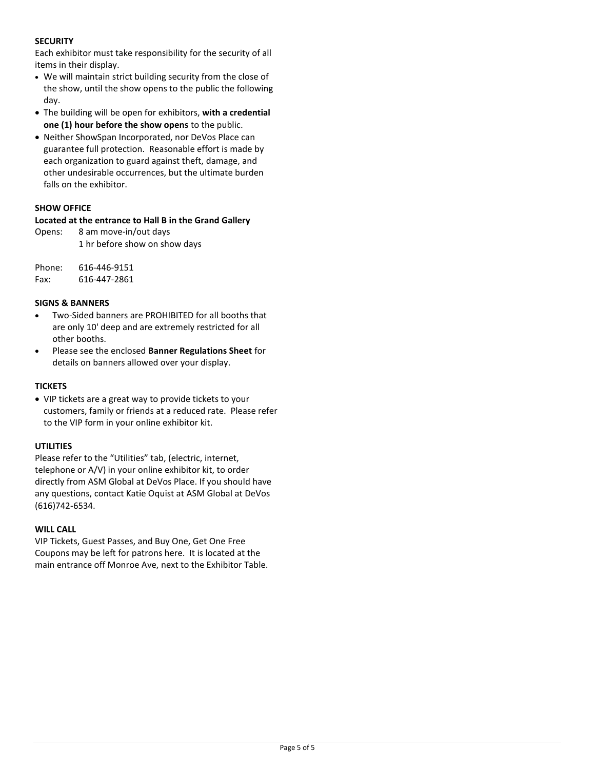**SECURITY**

Each exhibitor must take responsibility for the security of all items in their display.

- We will maintain strict building security from the close of the show, until the show opens to the public the following day.
- The building will be open for exhibitors, **with a credential one (1) hour before the show opens** to the public.
- Neither ShowSpan Incorporated, nor DeVos Place can guarantee full protection. Reasonable effort is made by each organization to guard against theft, damage, and other undesirable occurrences, but the ultimate burden falls on the exhibitor.

**SHOW OFFICE**

**Located at the entrance to Hall B in the Grand Gallery**

Opens: 8 am move-in/out days
1 hr before show on show days

Phone: 616-446-9151
Fax: 616-447-2861

**SIGNS & BANNERS**

- Two-Sided banners are PROHIBITED for all booths that are only 10' deep and are extremely restricted for all other booths.
- Please see the enclosed **Banner Regulations Sheet** for details on banners allowed over your display.

**TICKETS**

- VIP tickets are a great way to provide tickets to your customers, family or friends at a reduced rate. Please refer to the VIP form in your online exhibitor kit.

**UTILITIES**

Please refer to the "Utilities" tab, (electric, internet, telephone or A/V) in your online exhibitor kit, to order directly from ASM Global at DeVos Place. If you should have any questions, contact Katie Oquist at ASM Global at DeVos (616)742-6534.

**WILL CALL**

VIP Tickets, Guest Passes, and Buy One, Get One Free Coupons may be left for patrons here. It is located at the main entrance off Monroe Ave, next to the Exhibitor Table.